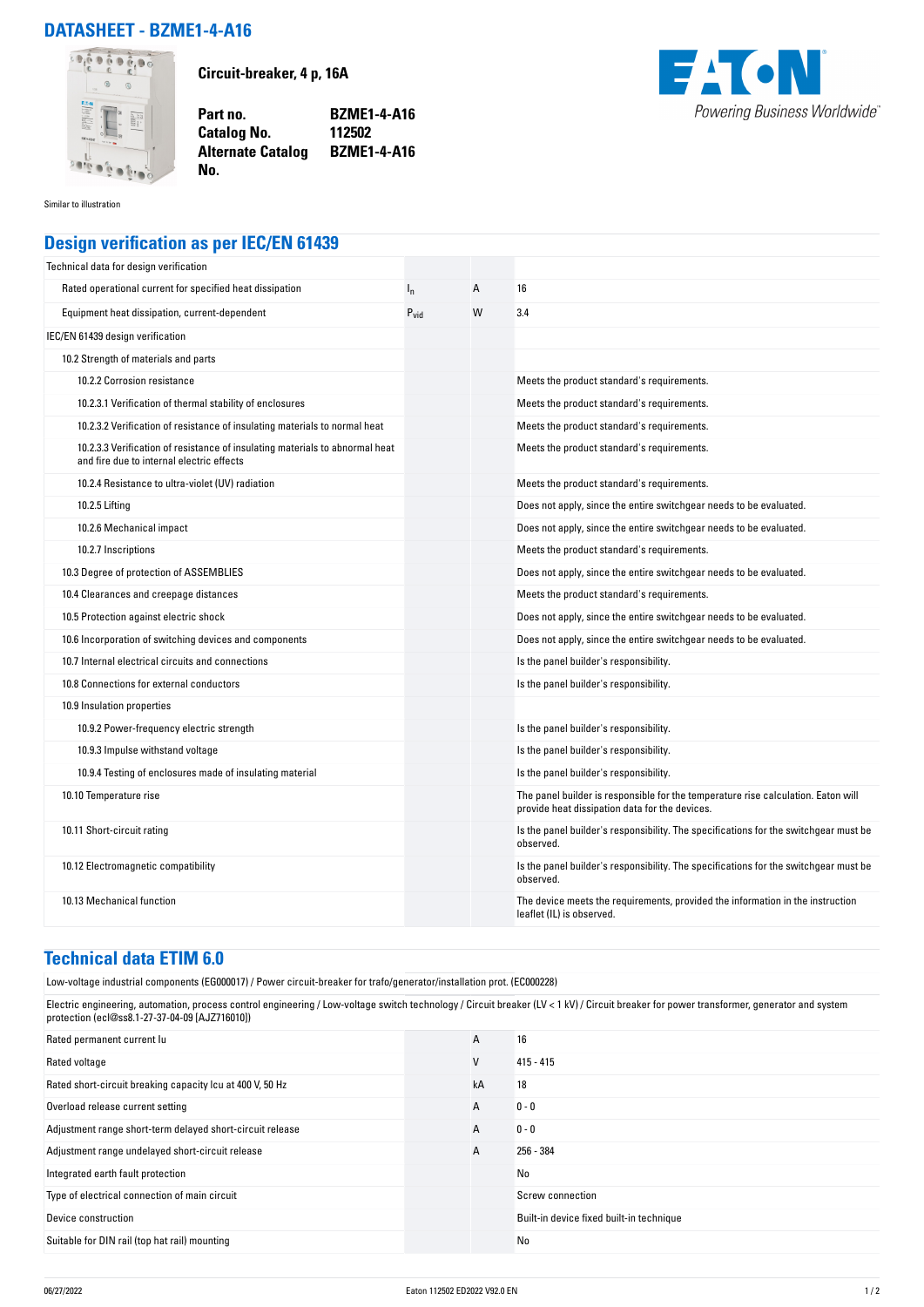# DATASHEET - BZME1-4-A16

Similar to illustration

**Circuit-breaker, 4 p, 16A**

| | |
|---|---|
| **Part no.** | **BZME1-4-A16** |
| **Catalog No.** | **112502** |
| **Alternate Catalog No.** | **BZME1-4-A16** |

Powering Business Worldwide

## Design verification as per IEC/EN 61439

| | | | |
|---|---|---|---|
| Technical data for design verification | | | |
| Rated operational current for specified heat dissipation | $I_n$ | A | 16 |
| Equipment heat dissipation, current-dependent | $P_{vid}$ | W | 3.4 |
| IEC/EN 61439 design verification | | | |
| 10.2 Strength of materials and parts | | | |
| 10.2.2 Corrosion resistance | | | Meets the product standard's requirements. |
| 10.2.3.1 Verification of thermal stability of enclosures | | | Meets the product standard's requirements. |
| 10.2.3.2 Verification of resistance of insulating materials to normal heat | | | Meets the product standard's requirements. |
| 10.2.3.3 Verification of resistance of insulating materials to abnormal heat and fire due to internal electric effects | | | Meets the product standard's requirements. |
| 10.2.4 Resistance to ultra-violet (UV) radiation | | | Meets the product standard's requirements. |
| 10.2.5 Lifting | | | Does not apply, since the entire switchgear needs to be evaluated. |
| 10.2.6 Mechanical impact | | | Does not apply, since the entire switchgear needs to be evaluated. |
| 10.2.7 Inscriptions | | | Meets the product standard's requirements. |
| 10.3 Degree of protection of ASSEMBLIES | | | Does not apply, since the entire switchgear needs to be evaluated. |
| 10.4 Clearances and creepage distances | | | Meets the product standard's requirements. |
| 10.5 Protection against electric shock | | | Does not apply, since the entire switchgear needs to be evaluated. |
| 10.6 Incorporation of switching devices and components | | | Does not apply, since the entire switchgear needs to be evaluated. |
| 10.7 Internal electrical circuits and connections | | | Is the panel builder's responsibility. |
| 10.8 Connections for external conductors | | | Is the panel builder's responsibility. |
| 10.9 Insulation properties | | | |
| 10.9.2 Power-frequency electric strength | | | Is the panel builder's responsibility. |
| 10.9.3 Impulse withstand voltage | | | Is the panel builder's responsibility. |
| 10.9.4 Testing of enclosures made of insulating material | | | Is the panel builder's responsibility. |
| 10.10 Temperature rise | | | The panel builder is responsible for the temperature rise calculation. Eaton will provide heat dissipation data for the devices. |
| 10.11 Short-circuit rating | | | Is the panel builder's responsibility. The specifications for the switchgear must be observed. |
| 10.12 Electromagnetic compatibility | | | Is the panel builder's responsibility. The specifications for the switchgear must be observed. |
| 10.13 Mechanical function | | | The device meets the requirements, provided the information in the instruction leaflet (IL) is observed. |

## Technical data ETIM 6.0

Low-voltage industrial components (EG000017) / Power circuit-breaker for trafo/generator/installation prot. (EC000228)

Electric engineering, automation, process control engineering / Low-voltage switch technology / Circuit breaker (LV < 1 kV) / Circuit breaker for power transformer, generator and system protection (ecl@ss8.1-27-37-04-09 [AJZ716010])

| | | |
|---|---|---|
| Rated permanent current Iu | A | 16 |
| Rated voltage | V | 415 - 415 |
| Rated short-circuit breaking capacity Icu at 400 V, 50 Hz | kA | 18 |
| Overload release current setting | A | 0 - 0 |
| Adjustment range short-term delayed short-circuit release | A | 0 - 0 |
| Adjustment range undelayed short-circuit release | A | 256 - 384 |
| Integrated earth fault protection | | No |
| Type of electrical connection of main circuit | | Screw connection |
| Device construction | | Built-in device fixed built-in technique |
| Suitable for DIN rail (top hat rail) mounting | | No |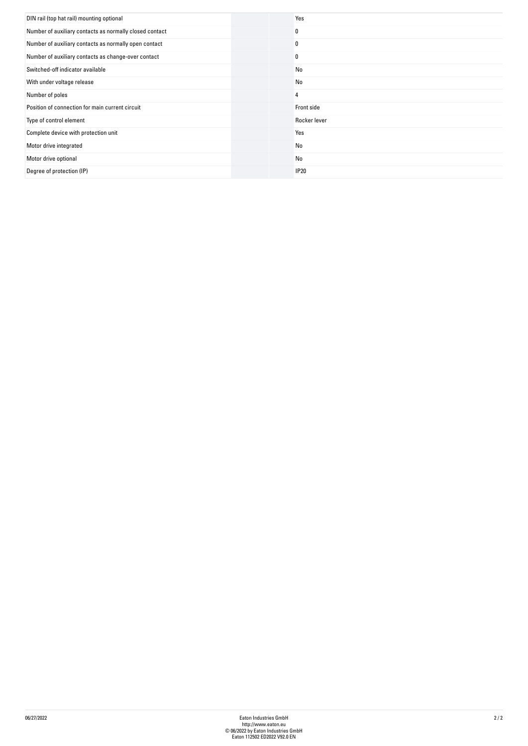| | | |
|---|---|---|
| DIN rail (top hat rail) mounting optional | | Yes |
| Number of auxiliary contacts as normally closed contact | | 0 |
| Number of auxiliary contacts as normally open contact | | 0 |
| Number of auxiliary contacts as change-over contact | | 0 |
| Switched-off indicator available | | No |
| With under voltage release | | No |
| Number of poles | | 4 |
| Position of connection for main current circuit | | Front side |
| Type of control element | | Rocker lever |
| Complete device with protection unit | | Yes |
| Motor drive integrated | | No |
| Motor drive optional | | No |
| Degree of protection (IP) | | IP20 |